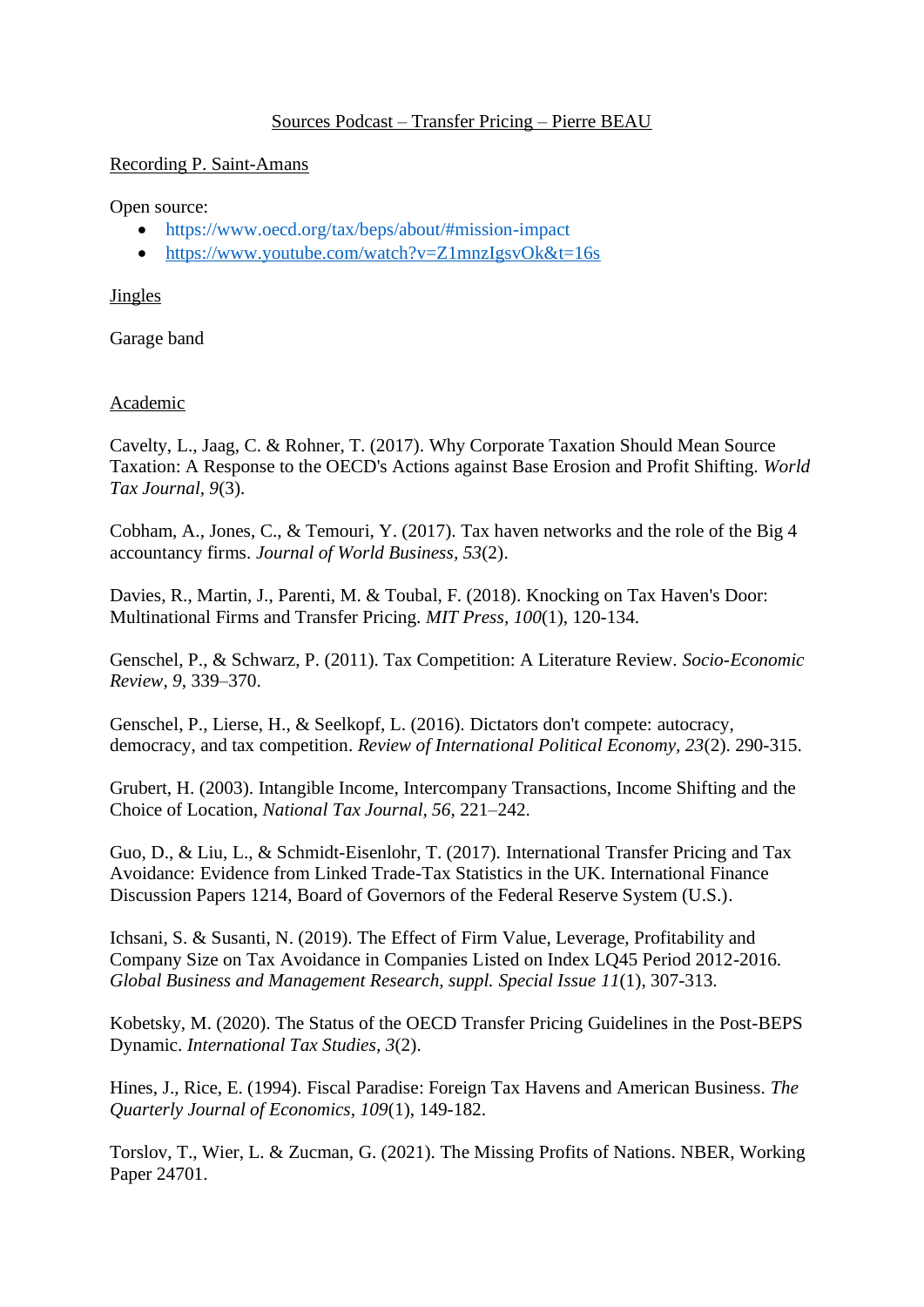# Sources Podcast – Transfer Pricing – Pierre BEAU

## Recording P. Saint-Amans

Open source:

- https://www.oecd.org/tax/beps/about/#mission-impact
- https://www.youtube.com/watch?v=Z1mnzIgsvOk&t=16s

## Jingles

Garage band

## Academic

Cavelty, L., Jaag, C. & Rohner, T. (2017). Why Corporate Taxation Should Mean Source Taxation: A Response to the OECD's Actions against Base Erosion and Profit Shifting. *World Tax Journal*, *9*(3).

Cobham, A., Jones, C., & Temouri, Y. (2017). Tax haven networks and the role of the Big 4 accountancy firms. *Journal of World Business*, *53*(2).

Davies, R., Martin, J., Parenti, M. & Toubal, F. (2018). Knocking on Tax Haven's Door: Multinational Firms and Transfer Pricing. *MIT Press*, *100*(1), 120-134.

Genschel, P., & Schwarz, P. (2011). Tax Competition: A Literature Review. *Socio-Economic Review*, *9*, 339–370.

Genschel, P., Lierse, H., & Seelkopf, L. (2016). Dictators don't compete: autocracy, democracy, and tax competition. *Review of International Political Economy, 23*(2). 290-315.

Grubert, H. (2003). Intangible Income, Intercompany Transactions, Income Shifting and the Choice of Location, *National Tax Journal*, *56*, 221–242.

Guo, D., & Liu, L., & Schmidt-Eisenlohr, T. (2017). International Transfer Pricing and Tax Avoidance: Evidence from Linked Trade-Tax Statistics in the UK. International Finance Discussion Papers 1214, Board of Governors of the Federal Reserve System (U.S.).

Ichsani, S. & Susanti, N. (2019). The Effect of Firm Value, Leverage, Profitability and Company Size on Tax Avoidance in Companies Listed on Index LQ45 Period 2012-2016. *Global Business and Management Research, suppl. Special Issue 11*(1), 307-313.

Kobetsky, M. (2020). The Status of the OECD Transfer Pricing Guidelines in the Post-BEPS Dynamic. *International Tax Studies, 3*(2).

Hines, J., Rice, E. (1994). Fiscal Paradise: Foreign Tax Havens and American Business. *The Quarterly Journal of Economics*, *109*(1), 149-182.

Torslov, T., Wier, L. & Zucman, G. (2021). The Missing Profits of Nations. NBER, Working Paper 24701.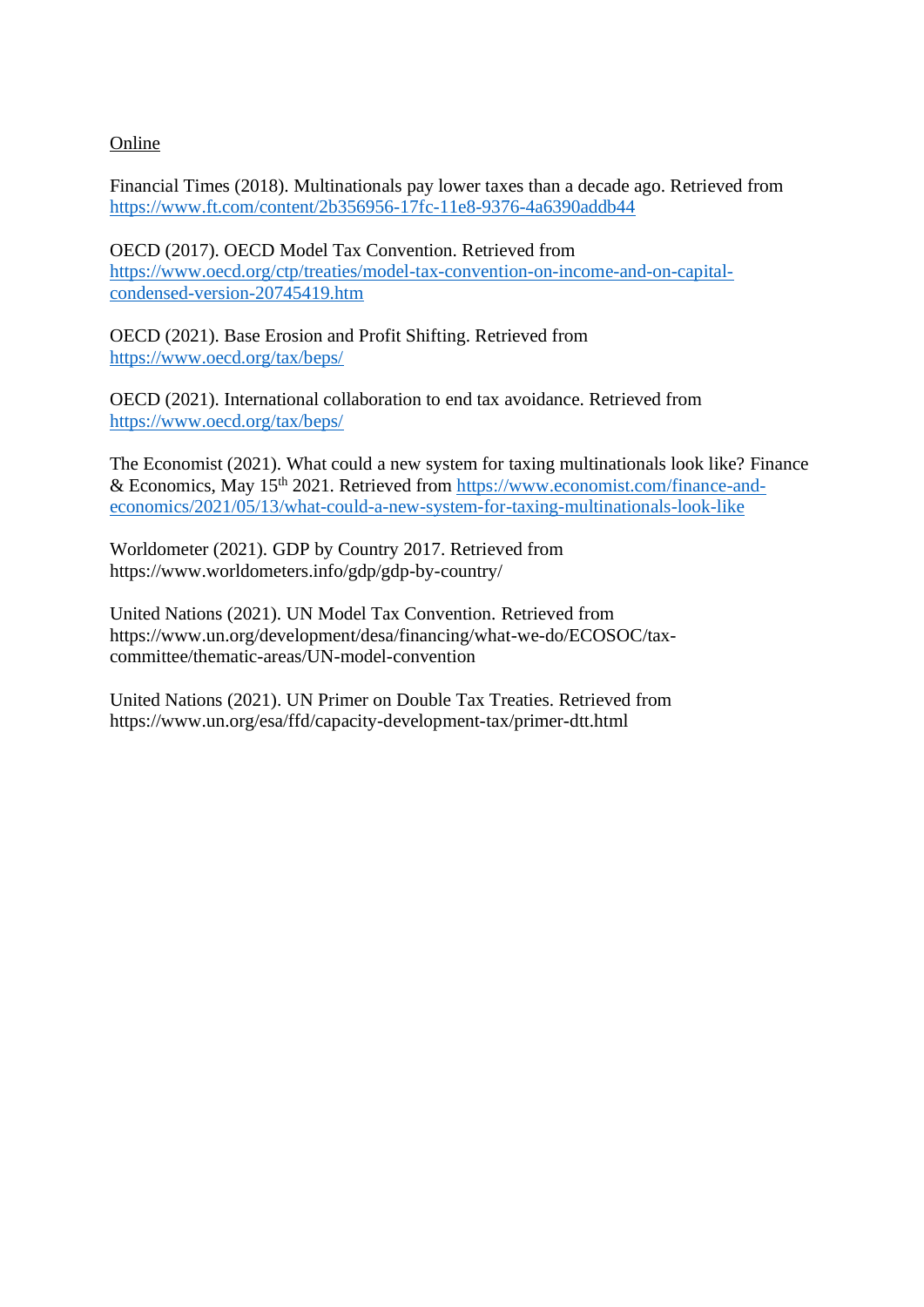<u>Online</u>

Financial Times (2018). Multinationals pay lower taxes than a decade ago. Retrieved from https://www.ft.com/content/2b356956-17fc-11e8-9376-4a6390addb44

OECD (2017). OECD Model Tax Convention. Retrieved from https://www.oecd.org/ctp/treaties/model-tax-convention-on-income-and-on-capital-condensed-version-20745419.htm

OECD (2021). Base Erosion and Profit Shifting. Retrieved from https://www.oecd.org/tax/beps/

OECD (2021). International collaboration to end tax avoidance. Retrieved from https://www.oecd.org/tax/beps/

The Economist (2021). What could a new system for taxing multinationals look like? Finance & Economics, May 15th 2021. Retrieved from https://www.economist.com/finance-and-economics/2021/05/13/what-could-a-new-system-for-taxing-multinationals-look-like

Worldometer (2021). GDP by Country 2017. Retrieved from https://www.worldometers.info/gdp/gdp-by-country/

United Nations (2021). UN Model Tax Convention. Retrieved from https://www.un.org/development/desa/financing/what-we-do/ECOSOC/tax-committee/thematic-areas/UN-model-convention

United Nations (2021). UN Primer on Double Tax Treaties. Retrieved from https://www.un.org/esa/ffd/capacity-development-tax/primer-dtt.html